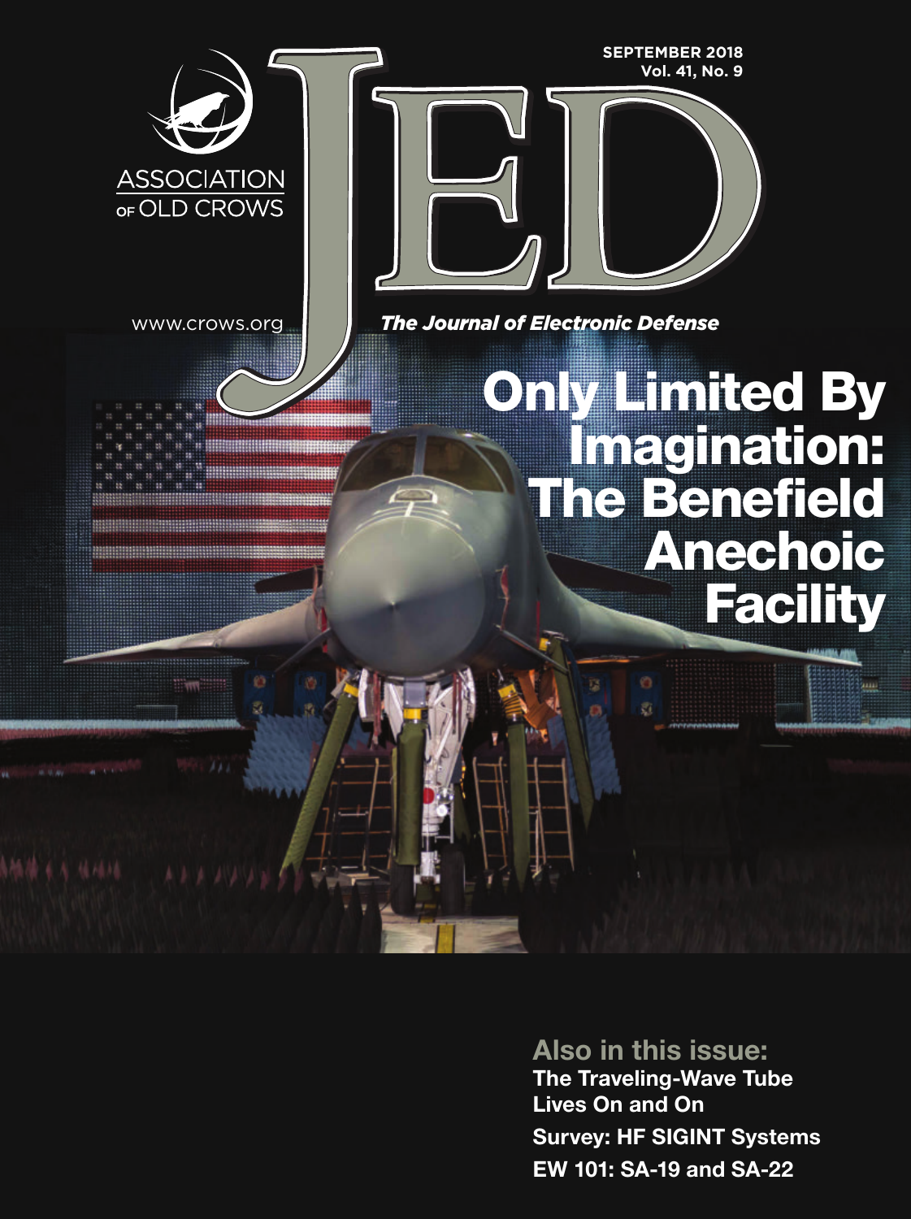ASSOCIATION OF OLD CROWS

www.crows.org

SEPTEMBER 2018
Vol. 41, No. 9

# JED

*The Journal of Electronic Defense*

## Only Limited By Imagination: The Benefield Anechoic Facility

**Also in this issue:**

**The Traveling-Wave Tube Lives On and On**

**Survey: HF SIGINT Systems**

**EW 101: SA-19 and SA-22**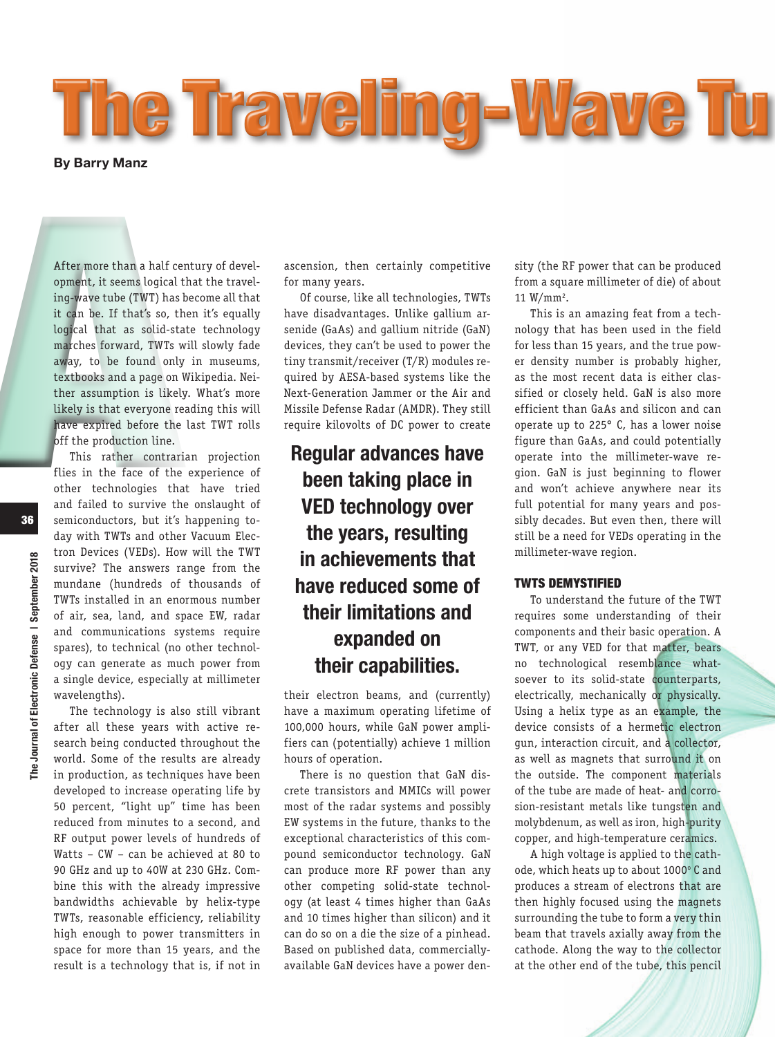# The Traveling-Wave Tu

**By Barry Manz**

After more than a half century of development, it seems logical that the traveling-wave tube (TWT) has become all that it can be. If that's so, then it's equally logical that as solid-state technology marches forward, TWTs will slowly fade away, to be found only in museums, textbooks and a page on Wikipedia. Neither assumption is likely. What's more likely is that everyone reading this will have expired before the last TWT rolls off the production line.

This rather contrarian projection flies in the face of the experience of other technologies that have tried and failed to survive the onslaught of semiconductors, but it's happening today with TWTs and other Vacuum Electron Devices (VEDs). How will the TWT survive? The answers range from the mundane (hundreds of thousands of TWTs installed in an enormous number of air, sea, land, and space EW, radar and communications systems require spares), to technical (no other technology can generate as much power from a single device, especially at millimeter wavelengths).

The technology is also still vibrant after all these years with active research being conducted throughout the world. Some of the results are already in production, as techniques have been developed to increase operating life by 50 percent, "light up" time has been reduced from minutes to a second, and RF output power levels of hundreds of Watts – CW – can be achieved at 80 to 90 GHz and up to 40W at 230 GHz. Combine this with the already impressive bandwidths achievable by helix-type TWTs, reasonable efficiency, reliability high enough to power transmitters in space for more than 15 years, and the result is a technology that is, if not in ascension, then certainly competitive for many years.

Of course, like all technologies, TWTs have disadvantages. Unlike gallium arsenide (GaAs) and gallium nitride (GaN) devices, they can't be used to power the tiny transmit/receiver (T/R) modules required by AESA-based systems like the Next-Generation Jammer or the Air and Missile Defense Radar (AMDR). They still require kilovolts of DC power to create their electron beams, and (currently) have a maximum operating lifetime of 100,000 hours, while GaN power amplifiers can (potentially) achieve 1 million hours of operation.

**Regular advances have been taking place in VED technology over the years, resulting in achievements that have reduced some of their limitations and expanded on their capabilities.**

There is no question that GaN discrete transistors and MMICs will power most of the radar systems and possibly EW systems in the future, thanks to the exceptional characteristics of this compound semiconductor technology. GaN can produce more RF power than any other competing solid-state technology (at least 4 times higher than GaAs and 10 times higher than silicon) and it can do so on a die the size of a pinhead. Based on published data, commercially-available GaN devices have a power density (the RF power that can be produced from a square millimeter of die) of about 11 W/mm$^2$.

This is an amazing feat from a technology that has been used in the field for less than 15 years, and the true power density number is probably higher, as the most recent data is either classified or closely held. GaN is also more efficient than GaAs and silicon and can operate up to 225° C, has a lower noise figure than GaAs, and could potentially operate into the millimeter-wave region. GaN is just beginning to flower and won't achieve anywhere near its full potential for many years and possibly decades. But even then, there will still be a need for VEDs operating in the millimeter-wave region.

## TWTS DEMYSTIFIED

To understand the future of the TWT requires some understanding of their components and their basic operation. A TWT, or any VED for that matter, bears no technological resemblance whatsoever to its solid-state counterparts, electrically, mechanically or physically. Using a helix type as an example, the device consists of a hermetic electron gun, interaction circuit, and a collector, as well as magnets that surround it on the outside. The component materials of the tube are made of heat- and corrosion-resistant metals like tungsten and molybdenum, as well as iron, high-purity copper, and high-temperature ceramics.

A high voltage is applied to the cathode, which heats up to about 1000° C and produces a stream of electrons that are then highly focused using the magnets surrounding the tube to form a very thin beam that travels axially away from the cathode. Along the way to the collector at the other end of the tube, this pencil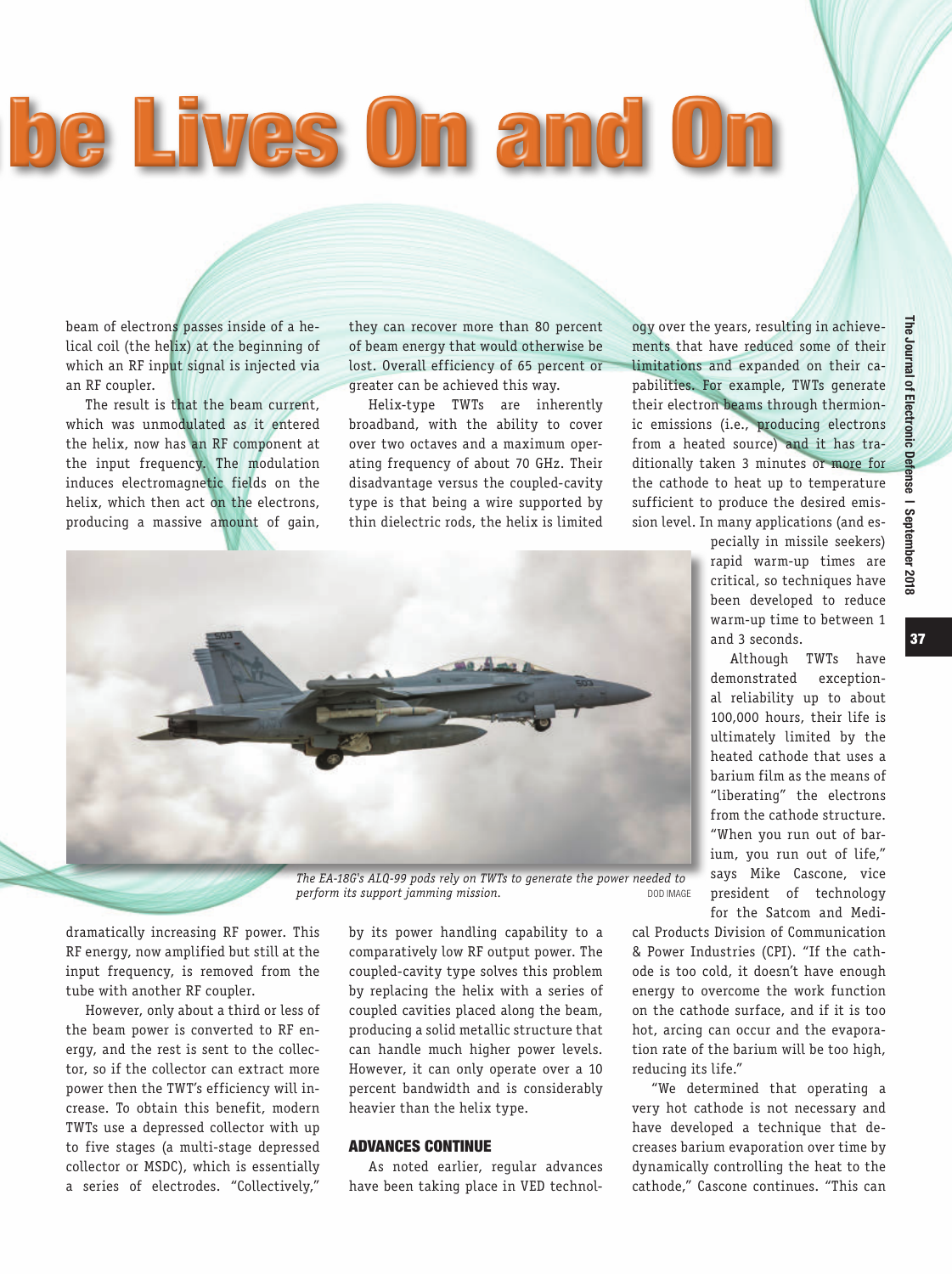# be Lives On and On

beam of electrons passes inside of a helical coil (the helix) at the beginning of which an RF input signal is injected via an RF coupler.

The result is that the beam current, which was unmodulated as it entered the helix, now has an RF component at the input frequency. The modulation induces electromagnetic fields on the helix, which then act on the electrons, producing a massive amount of gain, dramatically increasing RF power. This RF energy, now amplified but still at the input frequency, is removed from the tube with another RF coupler.

However, only about a third or less of the beam power is converted to RF energy, and the rest is sent to the collector, so if the collector can extract more power then the TWT's efficiency will increase. To obtain this benefit, modern TWTs use a depressed collector with up to five stages (a multi-stage depressed collector or MSDC), which is essentially a series of electrodes. "Collectively," they can recover more than 80 percent of beam energy that would otherwise be lost. Overall efficiency of 65 percent or greater can be achieved this way.

Helix-type TWTs are inherently broadband, with the ability to cover over two octaves and a maximum operating frequency of about 70 GHz. Their disadvantage versus the coupled-cavity type is that being a wire supported by thin dielectric rods, the helix is limited by its power handling capability to a comparatively low RF output power. The coupled-cavity type solves this problem by replacing the helix with a series of coupled cavities placed along the beam, producing a solid metallic structure that can handle much higher power levels. However, it can only operate over a 10 percent bandwidth and is considerably heavier than the helix type.

## ADVANCES CONTINUE

As noted earlier, regular advances have been taking place in VED technology over the years, resulting in achievements that have reduced some of their limitations and expanded on their capabilities. For example, TWTs generate their electron beams through thermionic emissions (i.e., producing electrons from a heated source) and it has traditionally taken 3 minutes or more for the cathode to heat up to temperature sufficient to produce the desired emission level. In many applications (and especially in missile seekers) rapid warm-up times are critical, so techniques have been developed to reduce warm-up time to between 1 and 3 seconds.

*The EA-18G's ALQ-99 pods rely on TWTs to generate the power needed to perform its support jamming mission.* DOD IMAGE

Although TWTs have demonstrated exceptional reliability up to about 100,000 hours, their life is ultimately limited by the heated cathode that uses a barium film as the means of "liberating" the electrons from the cathode structure. "When you run out of barium, you run out of life," says Mike Cascone, vice president of technology for the Satcom and Medical Products Division of Communication & Power Industries (CPI). "If the cathode is too cold, it doesn't have enough energy to overcome the work function on the cathode surface, and if it is too hot, arcing can occur and the evaporation rate of the barium will be too high, reducing its life."

"We determined that operating a very hot cathode is not necessary and have developed a technique that decreases barium evaporation over time by dynamically controlling the heat to the cathode," Cascone continues. "This can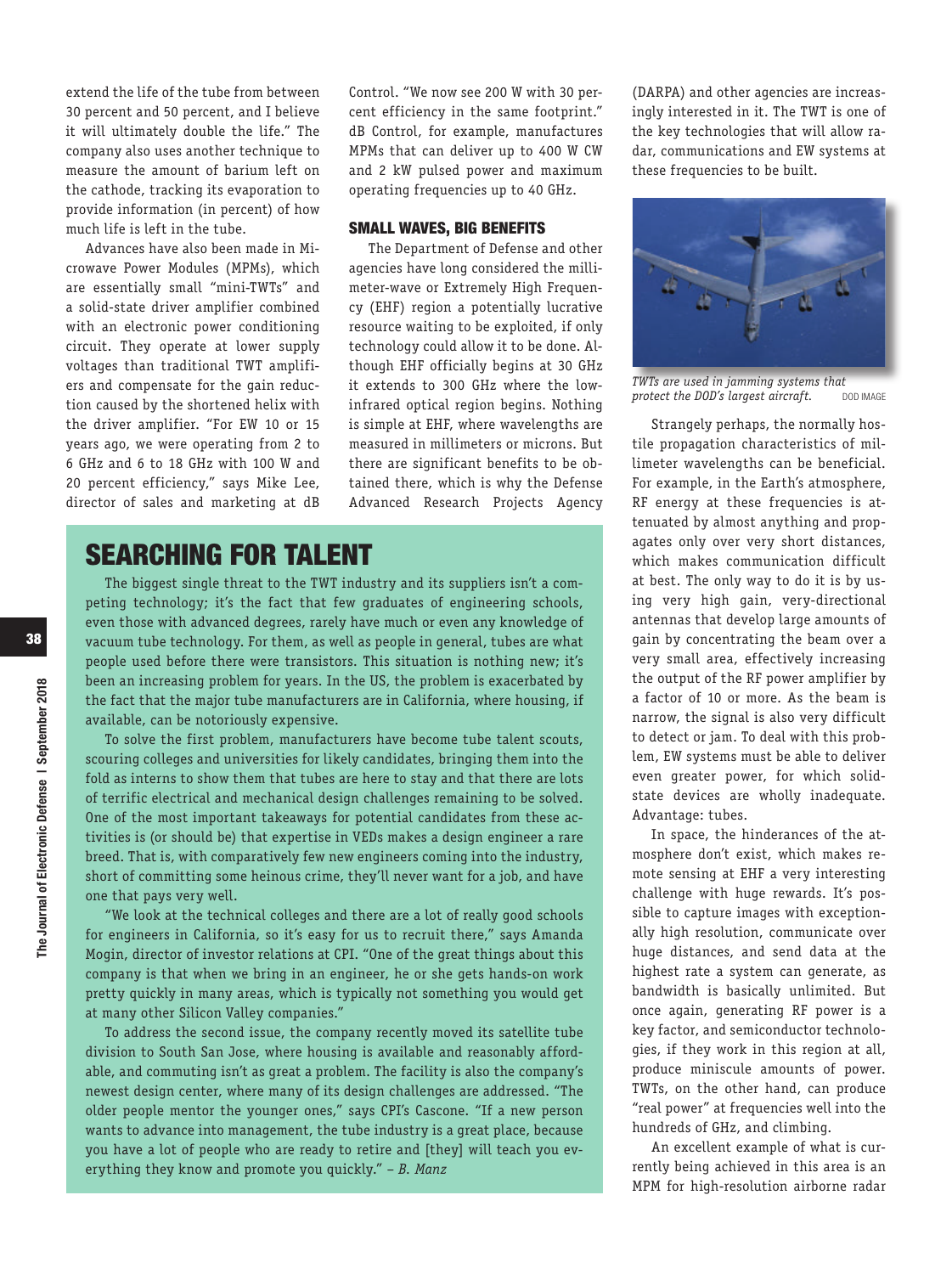extend the life of the tube from between 30 percent and 50 percent, and I believe it will ultimately double the life." The company also uses another technique to measure the amount of barium left on the cathode, tracking its evaporation to provide information (in percent) of how much life is left in the tube.

Advances have also been made in Microwave Power Modules (MPMs), which are essentially small "mini-TWTs" and a solid-state driver amplifier combined with an electronic power conditioning circuit. They operate at lower supply voltages than traditional TWT amplifiers and compensate for the gain reduction caused by the shortened helix with the driver amplifier. "For EW 10 or 15 years ago, we were operating from 2 to 6 GHz and 6 to 18 GHz with 100 W and 20 percent efficiency," says Mike Lee, director of sales and marketing at dB Control. "We now see 200 W with 30 percent efficiency in the same footprint." dB Control, for example, manufactures MPMs that can deliver up to 400 W CW and 2 kW pulsed power and maximum operating frequencies up to 40 GHz.

### SMALL WAVES, BIG BENEFITS

The Department of Defense and other agencies have long considered the millimeter-wave or Extremely High Frequency (EHF) region a potentially lucrative resource waiting to be exploited, if only technology could allow it to be done. Although EHF officially begins at 30 GHz it extends to 300 GHz where the low-infrared optical region begins. Nothing is simple at EHF, where wavelengths are measured in millimeters or microns. But there are significant benefits to be obtained there, which is why the Defense Advanced Research Projects Agency (DARPA) and other agencies are increasingly interested in it. The TWT is one of the key technologies that will allow radar, communications and EW systems at these frequencies to be built.

*TWTs are used in jamming systems that protect the DOD's largest aircraft.* DOD IMAGE

Strangely perhaps, the normally hostile propagation characteristics of millimeter wavelengths can be beneficial. For example, in the Earth's atmosphere, RF energy at these frequencies is attenuated by almost anything and propagates only over very short distances, which makes communication difficult at best. The only way to do it is by using very high gain, very-directional antennas that develop large amounts of gain by concentrating the beam over a very small area, effectively increasing the output of the RF power amplifier by a factor of 10 or more. As the beam is narrow, the signal is also very difficult to detect or jam. To deal with this problem, EW systems must be able to deliver even greater power, for which solid-state devices are wholly inadequate. Advantage: tubes.

In space, the hinderances of the atmosphere don't exist, which makes remote sensing at EHF a very interesting challenge with huge rewards. It's possible to capture images with exceptionally high resolution, communicate over huge distances, and send data at the highest rate a system can generate, as bandwidth is basically unlimited. But once again, generating RF power is a key factor, and semiconductor technologies, if they work in this region at all, produce miniscule amounts of power. TWTs, on the other hand, can produce "real power" at frequencies well into the hundreds of GHz, and climbing.

An excellent example of what is currently being achieved in this area is an MPM for high-resolution airborne radar

## SEARCHING FOR TALENT

The biggest single threat to the TWT industry and its suppliers isn't a competing technology; it's the fact that few graduates of engineering schools, even those with advanced degrees, rarely have much or even any knowledge of vacuum tube technology. For them, as well as people in general, tubes are what people used before there were transistors. This situation is nothing new; it's been an increasing problem for years. In the US, the problem is exacerbated by the fact that the major tube manufacturers are in California, where housing, if available, can be notoriously expensive.

To solve the first problem, manufacturers have become tube talent scouts, scouring colleges and universities for likely candidates, bringing them into the fold as interns to show them that tubes are here to stay and that there are lots of terrific electrical and mechanical design challenges remaining to be solved. One of the most important takeaways for potential candidates from these activities is (or should be) that expertise in VEDs makes a design engineer a rare breed. That is, with comparatively few new engineers coming into the industry, short of committing some heinous crime, they'll never want for a job, and have one that pays very well.

"We look at the technical colleges and there are a lot of really good schools for engineers in California, so it's easy for us to recruit there," says Amanda Mogin, director of investor relations at CPI. "One of the great things about this company is that when we bring in an engineer, he or she gets hands-on work pretty quickly in many areas, which is typically not something you would get at many other Silicon Valley companies."

To address the second issue, the company recently moved its satellite tube division to South San Jose, where housing is available and reasonably affordable, and commuting isn't as great a problem. The facility is also the company's newest design center, where many of its design challenges are addressed. "The older people mentor the younger ones," says CPI's Cascone. "If a new person wants to advance into management, the tube industry is a great place, because you have a lot of people who are ready to retire and [they] will teach you everything they know and promote you quickly." – *B. Manz*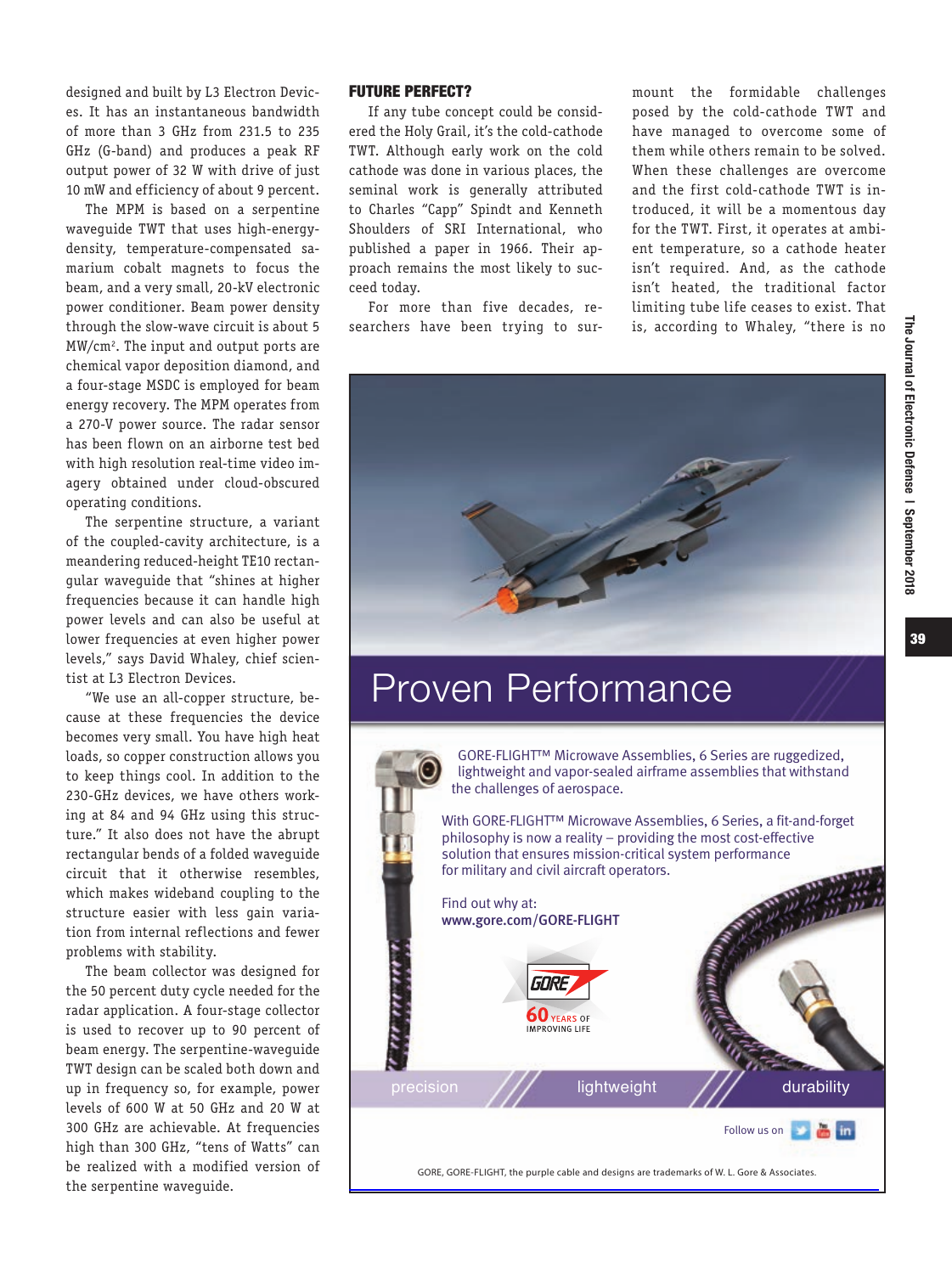designed and built by L3 Electron Devices. It has an instantaneous bandwidth of more than 3 GHz from 231.5 to 235 GHz (G-band) and produces a peak RF output power of 32 W with drive of just 10 mW and efficiency of about 9 percent.

The MPM is based on a serpentine waveguide TWT that uses high-energy-density, temperature-compensated samarium cobalt magnets to focus the beam, and a very small, 20-kV electronic power conditioner. Beam power density through the slow-wave circuit is about 5 MW/cm$^2$. The input and output ports are chemical vapor deposition diamond, and a four-stage MSDC is employed for beam energy recovery. The MPM operates from a 270-V power source. The radar sensor has been flown on an airborne test bed with high resolution real-time video imagery obtained under cloud-obscured operating conditions.

The serpentine structure, a variant of the coupled-cavity architecture, is a meandering reduced-height TE10 rectangular waveguide that "shines at higher frequencies because it can handle high power levels and can also be useful at lower frequencies at even higher power levels," says David Whaley, chief scientist at L3 Electron Devices.

"We use an all-copper structure, because at these frequencies the device becomes very small. You have high heat loads, so copper construction allows you to keep things cool. In addition to the 230-GHz devices, we have others working at 84 and 94 GHz using this structure." It also does not have the abrupt rectangular bends of a folded waveguide circuit that it otherwise resembles, which makes wideband coupling to the structure easier with less gain variation from internal reflections and fewer problems with stability.

The beam collector was designed for the 50 percent duty cycle needed for the radar application. A four-stage collector is used to recover up to 90 percent of beam energy. The serpentine-waveguide TWT design can be scaled both down and up in frequency so, for example, power levels of 600 W at 50 GHz and 20 W at 300 GHz are achievable. At frequencies high than 300 GHz, "tens of Watts" can be realized with a modified version of the serpentine waveguide.

## FUTURE PERFECT?

If any tube concept could be considered the Holy Grail, it's the cold-cathode TWT. Although early work on the cold cathode was done in various places, the seminal work is generally attributed to Charles "Capp" Spindt and Kenneth Shoulders of SRI International, who published a paper in 1966. Their approach remains the most likely to succeed today.

For more than five decades, researchers have been trying to surmount the formidable challenges posed by the cold-cathode TWT and have managed to overcome some of them while others remain to be solved. When these challenges are overcome and the first cold-cathode TWT is introduced, it will be a momentous day for the TWT. First, it operates at ambient temperature, so a cathode heater isn't required. And, as the cathode isn't heated, the traditional factor limiting tube life ceases to exist. That is, according to Whaley, "there is no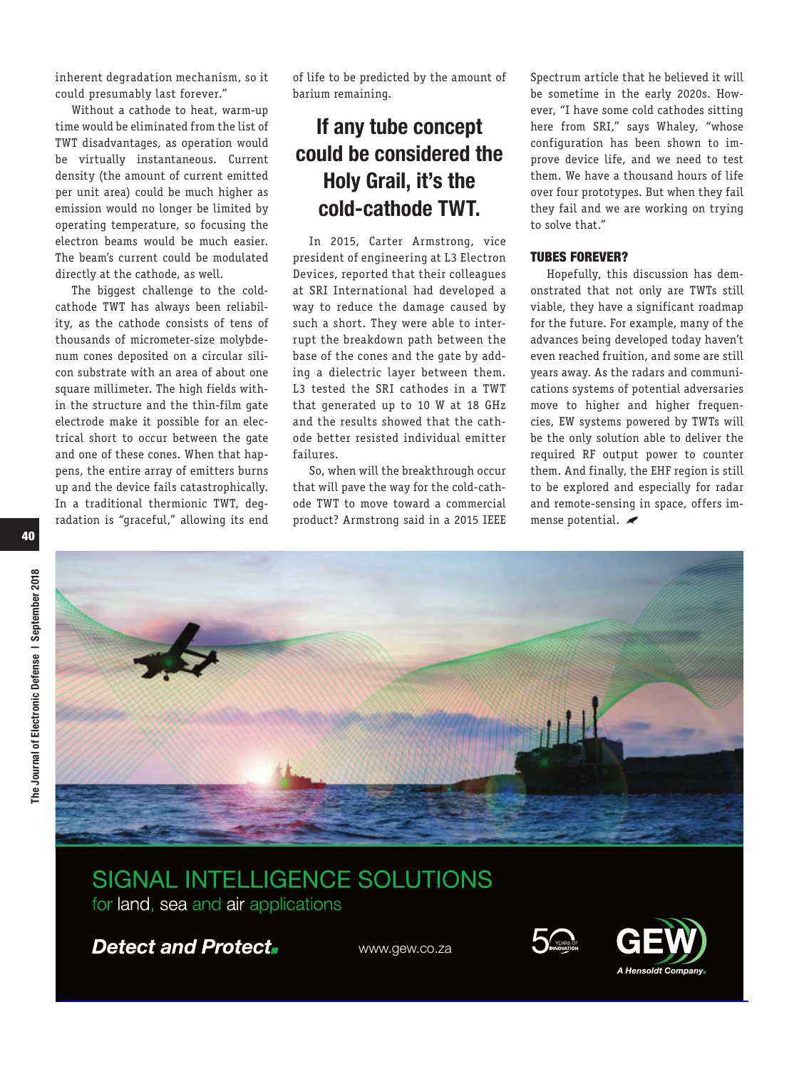inherent degradation mechanism, so it could presumably last forever."

Without a cathode to heat, warm-up time would be eliminated from the list of TWT disadvantages, as operation would be virtually instantaneous. Current density (the amount of current emitted per unit area) could be much higher as emission would no longer be limited by operating temperature, so focusing the electron beams would be much easier. The beam's current could be modulated directly at the cathode, as well.

The biggest challenge to the cold-cathode TWT has always been reliability, as the cathode consists of tens of thousands of micrometer-size molybdenum cones deposited on a circular silicon substrate with an area of about one square millimeter. The high fields within the structure and the thin-film gate electrode make it possible for an electrical short to occur between the gate and one of these cones. When that happens, the entire array of emitters burns up and the device fails catastrophically. In a traditional thermionic TWT, degradation is "graceful," allowing its end of life to be predicted by the amount of barium remaining.

**If any tube concept could be considered the Holy Grail, it's the cold-cathode TWT.**

In 2015, Carter Armstrong, vice president of engineering at L3 Electron Devices, reported that their colleagues at SRI International had developed a way to reduce the damage caused by such a short. They were able to interrupt the breakdown path between the base of the cones and the gate by adding a dielectric layer between them. L3 tested the SRI cathodes in a TWT that generated up to 10 W at 18 GHz and the results showed that the cathode better resisted individual emitter failures.

So, when will the breakthrough occur that will pave the way for the cold-cathode TWT to move toward a commercial product? Armstrong said in a 2015 IEEE Spectrum article that he believed it will be sometime in the early 2020s. However, "I have some cold cathodes sitting here from SRI," says Whaley, "whose configuration has been shown to improve device life, and we need to test them. We have a thousand hours of life over four prototypes. But when they fail they fail and we are working on trying to solve that."

## TUBES FOREVER?

Hopefully, this discussion has demonstrated that not only are TWTs still viable, they have a significant roadmap for the future. For example, many of the advances being developed today haven't even reached fruition, and some are still years away. As the radars and communications systems of potential adversaries move to higher and higher frequencies, EW systems powered by TWTs will be the only solution able to deliver the required RF output power to counter them. And finally, the EHF region is still to be explored and especially for radar and remote-sensing in space, offers immense potential.